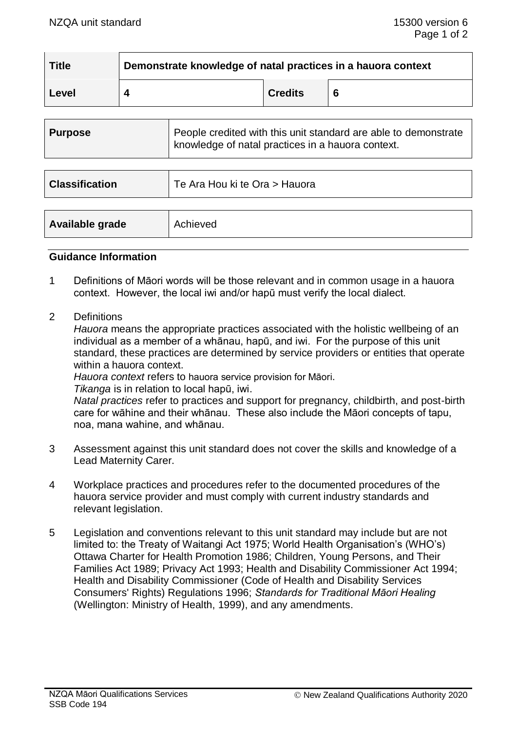| Title | Demonstrate knowledge of natal practices in a hauora context | | |
|---|---|---|---|
| Level | 4 | Credits | 6 |

| Purpose | People credited with this unit standard are able to demonstrate knowledge of natal practices in a hauora context. |
|---|---|

| Classification | Te Ara Hou ki te Ora > Hauora |
|---|---|

| Available grade | Achieved |
|---|---|

## Guidance Information

1. Definitions of Māori words will be those relevant and in common usage in a hauora context. However, the local iwi and/or hapū must verify the local dialect.

2. Definitions
   *Hauora* means the appropriate practices associated with the holistic wellbeing of an individual as a member of a whānau, hapū, and iwi. For the purpose of this unit standard, these practices are determined by service providers or entities that operate within a hauora context.
   *Hauora context* refers to hauora service provision for Māori.
   *Tikanga* is in relation to local hapū, iwi.
   *Natal practices* refer to practices and support for pregnancy, childbirth, and post-birth care for wāhine and their whānau. These also include the Māori concepts of tapu, noa, mana wahine, and whānau.

3. Assessment against this unit standard does not cover the skills and knowledge of a Lead Maternity Carer.

4. Workplace practices and procedures refer to the documented procedures of the hauora service provider and must comply with current industry standards and relevant legislation.

5. Legislation and conventions relevant to this unit standard may include but are not limited to: the Treaty of Waitangi Act 1975; World Health Organisation's (WHO's) Ottawa Charter for Health Promotion 1986; Children, Young Persons, and Their Families Act 1989; Privacy Act 1993; Health and Disability Commissioner Act 1994; Health and Disability Commissioner (Code of Health and Disability Services Consumers' Rights) Regulations 1996; *Standards for Traditional Māori Healing* (Wellington: Ministry of Health, 1999), and any amendments.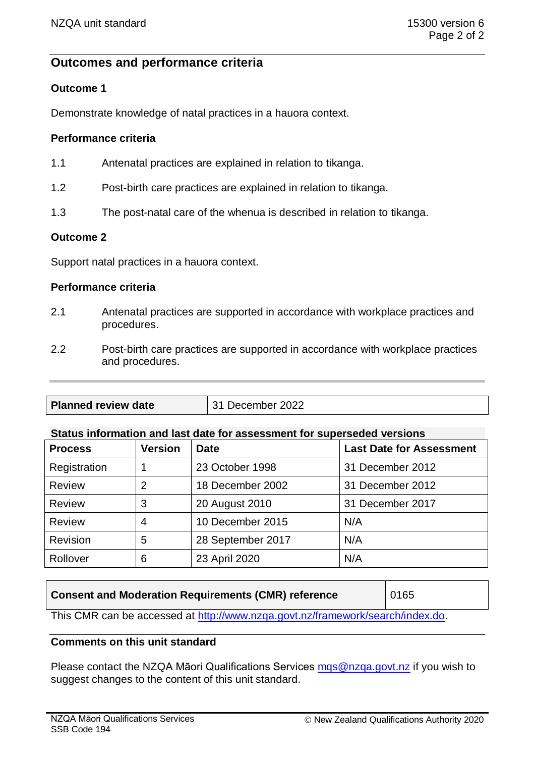## Outcomes and performance criteria

### Outcome 1

Demonstrate knowledge of natal practices in a hauora context.

#### Performance criteria

1.1 Antenatal practices are explained in relation to tikanga.

1.2 Post-birth care practices are explained in relation to tikanga.

1.3 The post-natal care of the whenua is described in relation to tikanga.

### Outcome 2

Support natal practices in a hauora context.

#### Performance criteria

2.1 Antenatal practices are supported in accordance with workplace practices and procedures.

2.2 Post-birth care practices are supported in accordance with workplace practices and procedures.

| | |
|---|---|
| **Planned review date** | 31 December 2022 |

**Status information and last date for assessment for superseded versions**

| Process | Version | Date | Last Date for Assessment |
|---|---|---|---|
| Registration | 1 | 23 October 1998 | 31 December 2012 |
| Review | 2 | 18 December 2002 | 31 December 2012 |
| Review | 3 | 20 August 2010 | 31 December 2017 |
| Review | 4 | 10 December 2015 | N/A |
| Revision | 5 | 28 September 2017 | N/A |
| Rollover | 6 | 23 April 2020 | N/A |

| | |
|---|---|
| **Consent and Moderation Requirements (CMR) reference** | 0165 |

This CMR can be accessed at http://www.nzqa.govt.nz/framework/search/index.do.

### Comments on this unit standard

Please contact the NZQA Māori Qualifications Services mqs@nzqa.govt.nz if you wish to suggest changes to the content of this unit standard.